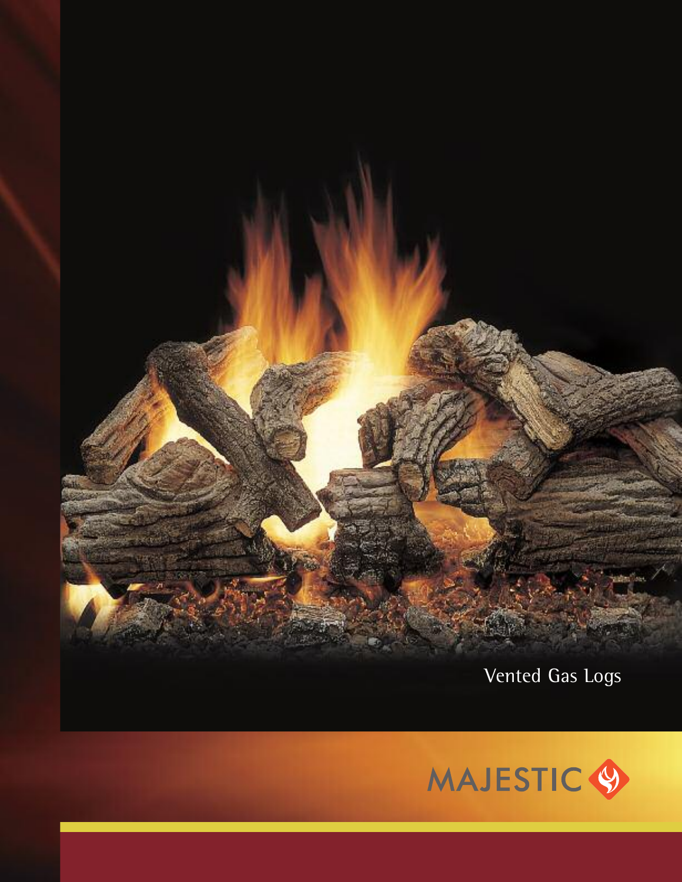# Vented Gas Logs

MAJESTIC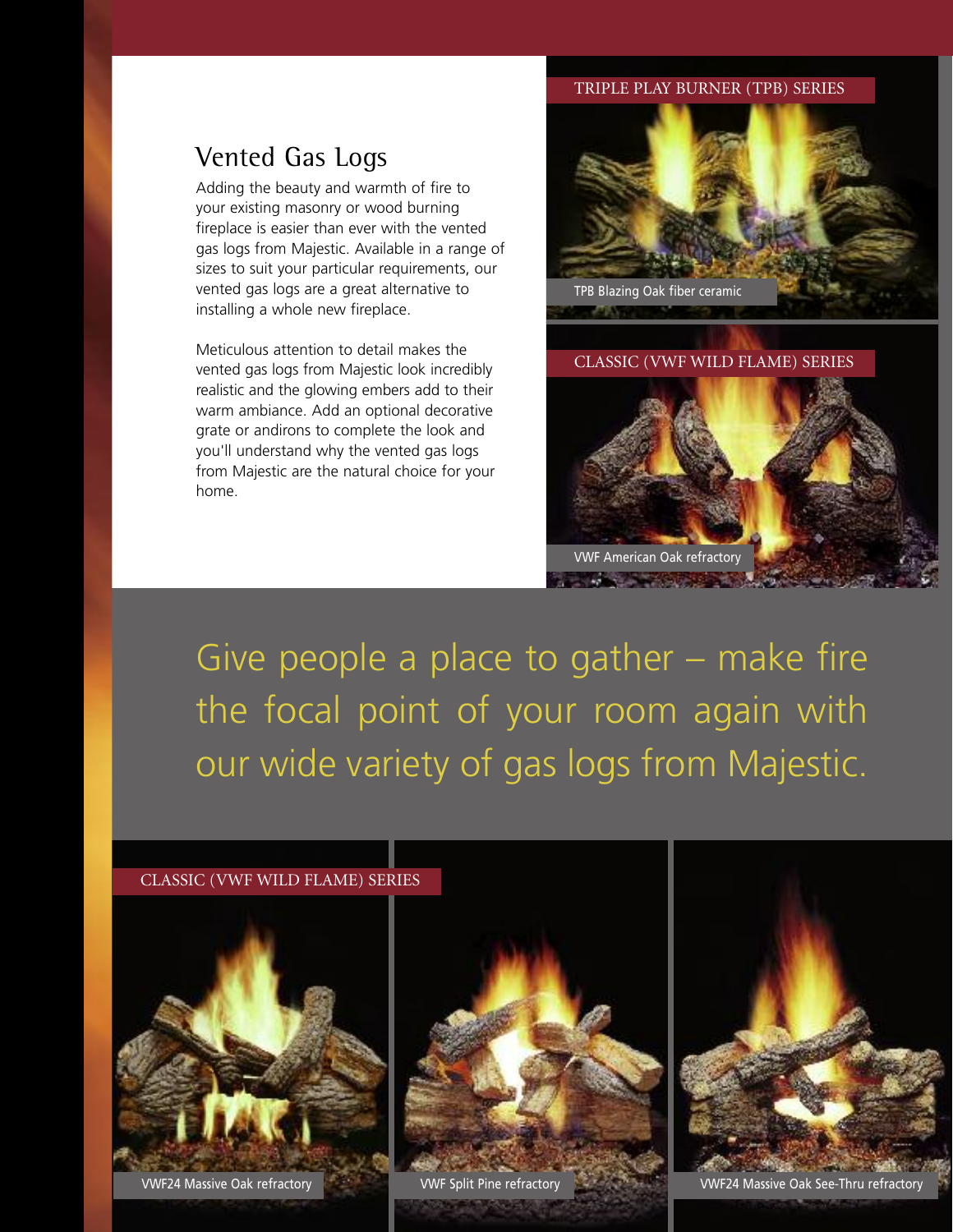## Vented Gas Logs

Adding the beauty and warmth of fire to your existing masonry or wood burning fireplace is easier than ever with the vented gas logs from Majestic. Available in a range of sizes to suit your particular requirements, our vented gas logs are a great alternative to installing a whole new fireplace.

Meticulous attention to detail makes the vented gas logs from Majestic look incredibly realistic and the glowing embers add to their warm ambiance. Add an optional decorative grate or andirons to complete the look and you'll understand why the vented gas logs from Majestic are the natural choice for your home.

TRIPLE PLAY BURNER (TPB) SERIES

TPB Blazing Oak fiber ceramic

CLASSIC (VWF WILD FLAME) SERIES

VWF American Oak refractory

Give people a place to gather – make fire the focal point of your room again with our wide variety of gas logs from Majestic.

CLASSIC (VWF WILD FLAME) SERIES

VWF24 Massive Oak refractory

VWF Split Pine refractory

VWF24 Massive Oak See-Thru refractory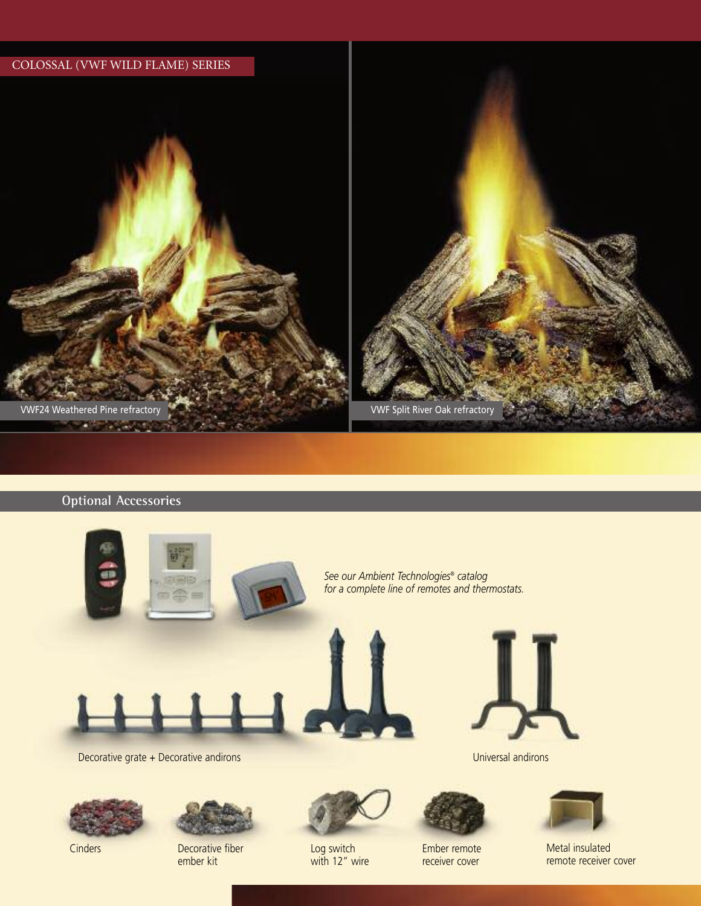COLOSSAL (VWF WILD FLAME) SERIES

VWF24 Weathered Pine refractory

VWF Split River Oak refractory

## Optional Accessories

*See our Ambient Technologies® catalog for a complete line of remotes and thermostats.*

Decorative grate + Decorative andirons

Universal andirons

Cinders

Decorative fiber ember kit

Log switch with 12" wire

Ember remote receiver cover

Metal insulated remote receiver cover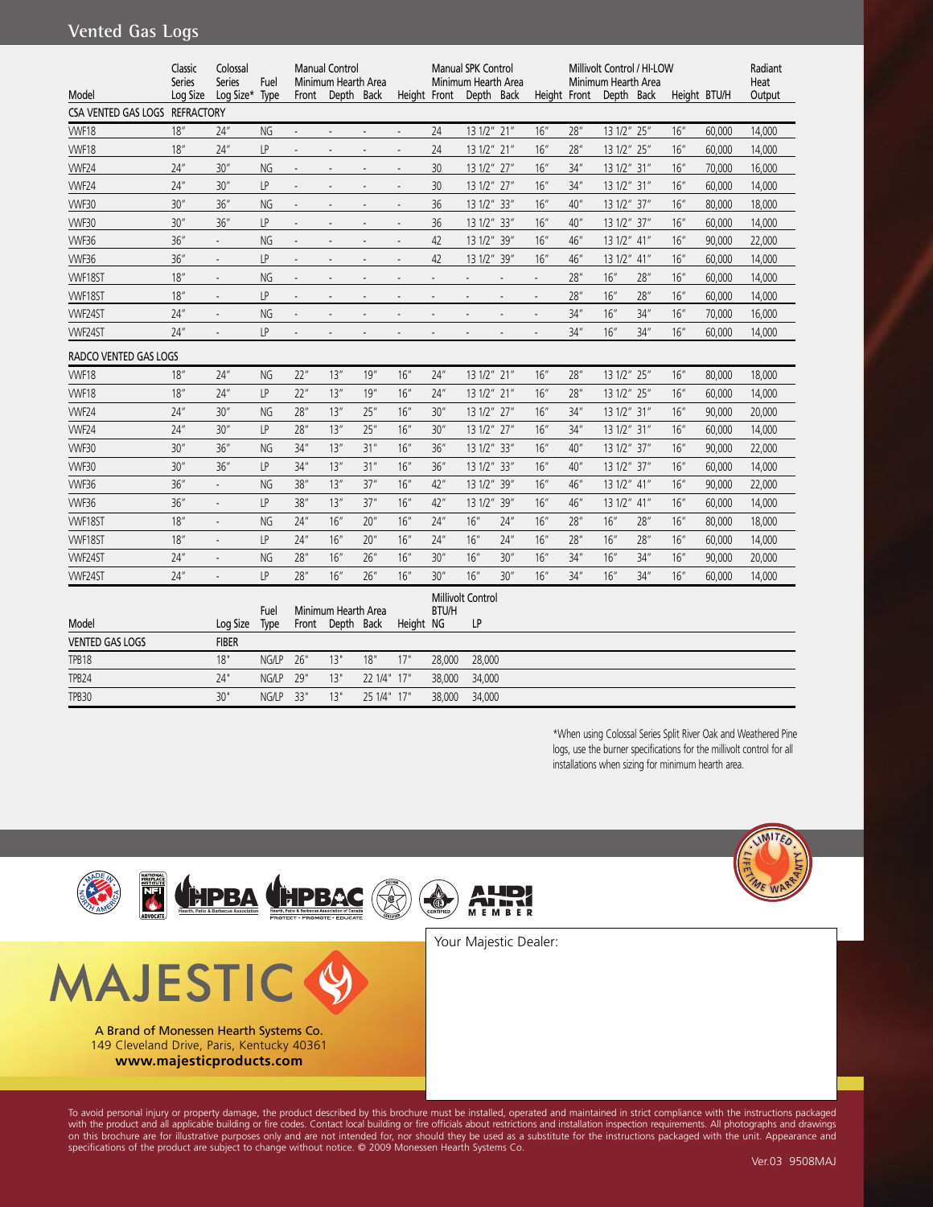## Vented Gas Logs

| Model | Classic Series Log Size | Colossal Series Log Size* | Fuel Type | Manual Control Minimum Hearth Area Front | Depth | Back | Height | Manual SPK Control Minimum Hearth Area Front | Depth | Back | Height | Millivolt Control / HI-LOW Minimum Hearth Area Front | Depth | Back | Height | BTU/H | Radiant Heat Output |
|---|---|---|---|---|---|---|---|---|---|---|---|---|---|---|---|---|---|
| **CSA VENTED GAS LOGS** | **REFRACTORY** | | | | | | | | | | | | | | | | |
| VWF18 | 18" | 24" | NG | - | - | - | - | 24 | 13 1/2" | 21" | 16" | 28" | 13 1/2" | 25" | 16" | 60,000 | 14,000 |
| VWF18 | 18" | 24" | LP | - | - | - | - | 24 | 13 1/2" | 21" | 16" | 28" | 13 1/2" | 25" | 16" | 60,000 | 14,000 |
| VWF24 | 24" | 30" | NG | - | - | - | - | 30 | 13 1/2" | 27" | 16" | 34" | 13 1/2" | 31" | 16" | 70,000 | 16,000 |
| VWF24 | 24" | 30" | LP | - | - | - | - | 30 | 13 1/2" | 27" | 16" | 34" | 13 1/2" | 31" | 16" | 60,000 | 14,000 |
| VWF30 | 30" | 36" | NG | - | - | - | - | 36 | 13 1/2" | 33" | 16" | 40" | 13 1/2" | 37" | 16" | 80,000 | 18,000 |
| VWF30 | 30" | 36" | LP | - | - | - | - | 36 | 13 1/2" | 33" | 16" | 40" | 13 1/2" | 37" | 16" | 60,000 | 14,000 |
| VWF36 | 36" | - | NG | - | - | - | - | 42 | 13 1/2" | 39" | 16" | 46" | 13 1/2" | 41" | 16" | 90,000 | 22,000 |
| VWF36 | 36" | - | LP | - | - | - | - | 42 | 13 1/2" | 39" | 16" | 46" | 13 1/2" | 41" | 16" | 60,000 | 14,000 |
| VWF18ST | 18" | - | NG | - | - | - | - | - | - | - | - | 28" | 16" | 28" | 16" | 60,000 | 14,000 |
| VWF18ST | 18" | - | LP | - | - | - | - | - | - | - | - | 28" | 16" | 28" | 16" | 60,000 | 14,000 |
| VWF24ST | 24" | - | NG | - | - | - | - | - | - | - | - | 34" | 16" | 34" | 16" | 70,000 | 16,000 |
| VWF24ST | 24" | - | LP | - | - | - | - | - | - | - | - | 34" | 16" | 34" | 16" | 60,000 | 14,000 |
| **RADCO VENTED GAS LOGS** | | | | | | | | | | | | | | | | | |
| VWF18 | 18" | 24" | NG | 22" | 13" | 19" | 16" | 24" | 13 1/2" | 21" | 16" | 28" | 13 1/2" | 25" | 16" | 80,000 | 18,000 |
| VWF18 | 18" | 24" | LP | 22" | 13" | 19" | 16" | 24" | 13 1/2" | 21" | 16" | 28" | 13 1/2" | 25" | 16" | 60,000 | 14,000 |
| VWF24 | 24" | 30" | NG | 28" | 13" | 25" | 16" | 30" | 13 1/2" | 27" | 16" | 34" | 13 1/2" | 31" | 16" | 90,000 | 20,000 |
| VWF24 | 24" | 30" | LP | 28" | 13" | 25" | 16" | 30" | 13 1/2" | 27" | 16" | 34" | 13 1/2" | 31" | 16" | 60,000 | 14,000 |
| VWF30 | 30" | 36" | NG | 34" | 13" | 31" | 16" | 36" | 13 1/2" | 33" | 16" | 40" | 13 1/2" | 37" | 16" | 90,000 | 22,000 |
| VWF30 | 30" | 36" | LP | 34" | 13" | 31" | 16" | 36" | 13 1/2" | 33" | 16" | 40" | 13 1/2" | 37" | 16" | 60,000 | 14,000 |
| VWF36 | 36" | - | NG | 38" | 13" | 37" | 16" | 42" | 13 1/2" | 39" | 16" | 46" | 13 1/2" | 41" | 16" | 90,000 | 22,000 |
| VWF36 | 36" | - | LP | 38" | 13" | 37" | 16" | 42" | 13 1/2" | 39" | 16" | 46" | 13 1/2" | 41" | 16" | 60,000 | 14,000 |
| VWF18ST | 18" | - | NG | 24" | 16" | 20" | 16" | 24" | 16" | 24" | 16" | 28" | 16" | 28" | 16" | 80,000 | 18,000 |
| VWF18ST | 18" | - | LP | 24" | 16" | 20" | 16" | 24" | 16" | 24" | 16" | 28" | 16" | 28" | 16" | 60,000 | 14,000 |
| VWF24ST | 24" | - | NG | 28" | 16" | 26" | 16" | 30" | 16" | 30" | 16" | 34" | 16" | 34" | 16" | 90,000 | 20,000 |
| VWF24ST | 24" | - | LP | 28" | 16" | 26" | 16" | 30" | 16" | 30" | 16" | 34" | 16" | 34" | 16" | 60,000 | 14,000 |

| Model | Log Size | Fuel Type | Minimum Hearth Area Front | Depth | Back | Height | Millivolt Control BTU/H NG | LP |
|---|---|---|---|---|---|---|---|---|
| **VENTED GAS LOGS** | **FIBER** | | | | | | | |
| TPB18 | 18" | NG/LP | 26" | 13" | 18" | 17" | 28,000 | 28,000 |
| TPB24 | 24" | NG/LP | 29" | 13" | 22 1/4" | 17" | 38,000 | 34,000 |
| TPB30 | 30" | NG/LP | 33" | 13" | 25 1/4" | 17" | 38,000 | 34,000 |

*When using Colossal Series Split River Oak and Weathered Pine logs, use the burner specifications for the millivolt control for all installations when sizing for minimum hearth area.

MAJESTIC

A Brand of Monessen Hearth Systems Co.
149 Cleveland Drive, Paris, Kentucky 40361
**www.majesticproducts.com**

Your Majestic Dealer:

To avoid personal injury or property damage, the product described by this brochure must be installed, operated and maintained in strict compliance with the instructions packaged with the product and all applicable building or fire codes. Contact local building or fire officials about restrictions and installation inspection requirements. All photographs and drawings on this brochure are for illustrative purposes only and are not intended for, nor should they be used as a substitute for the instructions packaged with the unit. Appearance and specifications of the product are subject to change without notice. © 2009 Monessen Hearth Systems Co.

Ver.03 9508MAJ